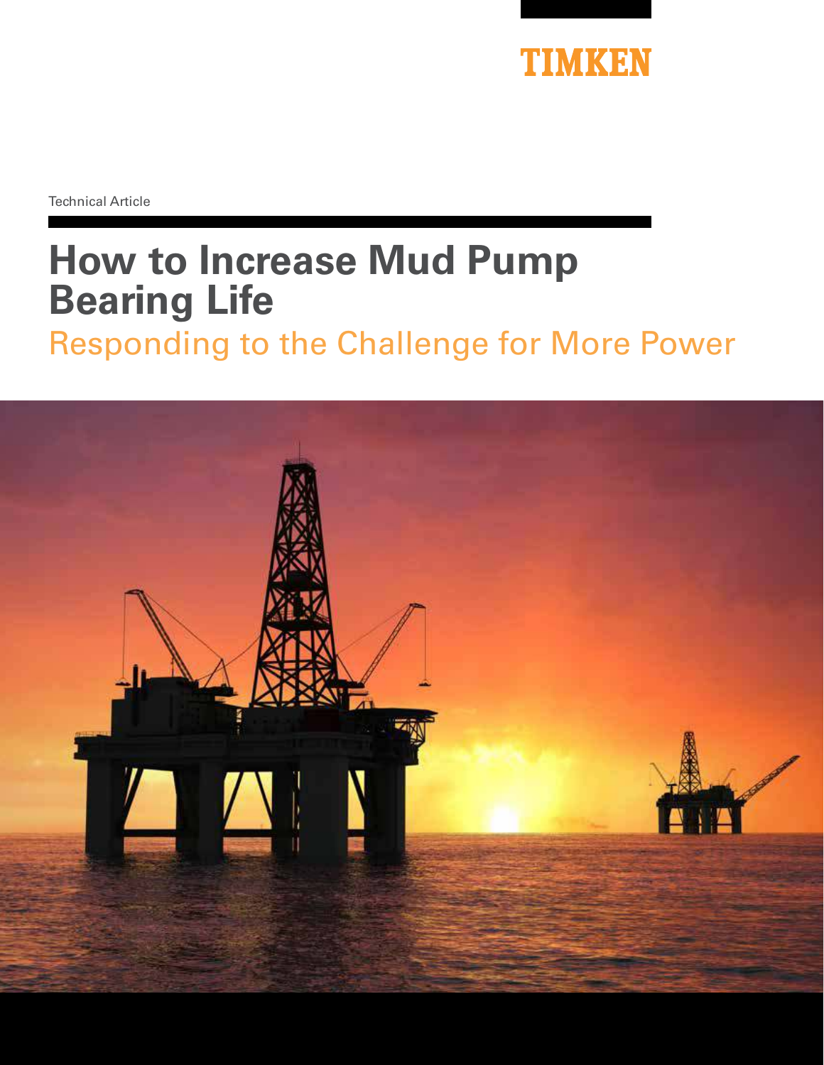TIMKEN

Technical Article

# How to Increase Mud Pump Bearing Life

## Responding to the Challenge for More Power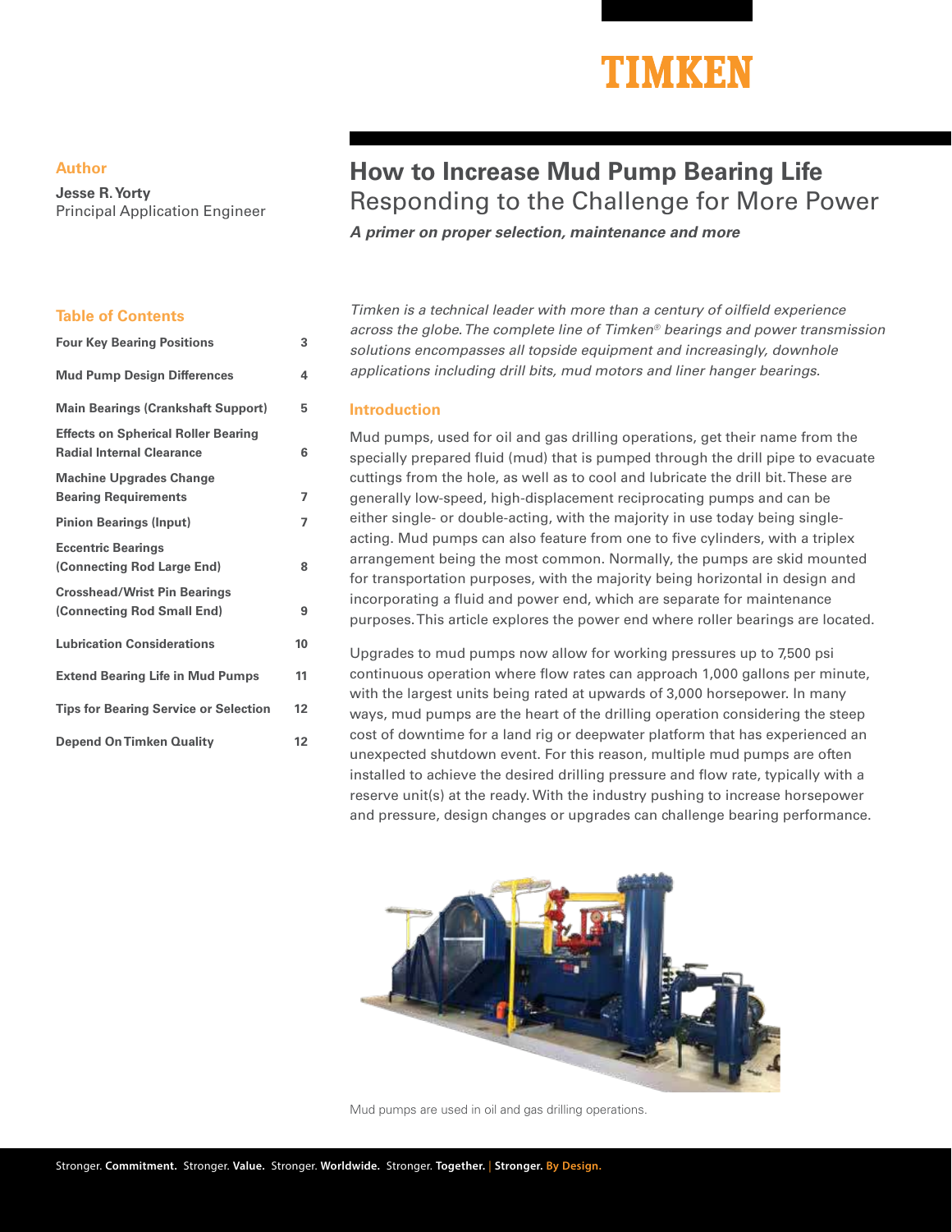**TIMKEN**

## Author

**Jesse R. Yorty**
Principal Application Engineer

# How to Increase Mud Pump Bearing Life

## Responding to the Challenge for More Power

***A primer on proper selection, maintenance and more***

### Table of Contents

| Section | Page |
| --- | --- |
| Four Key Bearing Positions | 3 |
| Mud Pump Design Differences | 4 |
| Main Bearings (Crankshaft Support) | 5 |
| Effects on Spherical Roller Bearing Radial Internal Clearance | 6 |
| Machine Upgrades Change Bearing Requirements | 7 |
| Pinion Bearings (Input) | 7 |
| Eccentric Bearings (Connecting Rod Large End) | 8 |
| Crosshead/Wrist Pin Bearings (Connecting Rod Small End) | 9 |
| Lubrication Considerations | 10 |
| Extend Bearing Life in Mud Pumps | 11 |
| Tips for Bearing Service or Selection | 12 |
| Depend On Timken Quality | 12 |

*Timken is a technical leader with more than a century of oilfield experience across the globe. The complete line of Timken® bearings and power transmission solutions encompasses all topside equipment and increasingly, downhole applications including drill bits, mud motors and liner hanger bearings.*

### Introduction

Mud pumps, used for oil and gas drilling operations, get their name from the specially prepared fluid (mud) that is pumped through the drill pipe to evacuate cuttings from the hole, as well as to cool and lubricate the drill bit. These are generally low-speed, high-displacement reciprocating pumps and can be either single- or double-acting, with the majority in use today being single-acting. Mud pumps can also feature from one to five cylinders, with a triplex arrangement being the most common. Normally, the pumps are skid mounted for transportation purposes, with the majority being horizontal in design and incorporating a fluid and power end, which are separate for maintenance purposes. This article explores the power end where roller bearings are located.

Upgrades to mud pumps now allow for working pressures up to 7,500 psi continuous operation where flow rates can approach 1,000 gallons per minute, with the largest units being rated at upwards of 3,000 horsepower. In many ways, mud pumps are the heart of the drilling operation considering the steep cost of downtime for a land rig or deepwater platform that has experienced an unexpected shutdown event. For this reason, multiple mud pumps are often installed to achieve the desired drilling pressure and flow rate, typically with a reserve unit(s) at the ready. With the industry pushing to increase horsepower and pressure, design changes or upgrades can challenge bearing performance.

Mud pumps are used in oil and gas drilling operations.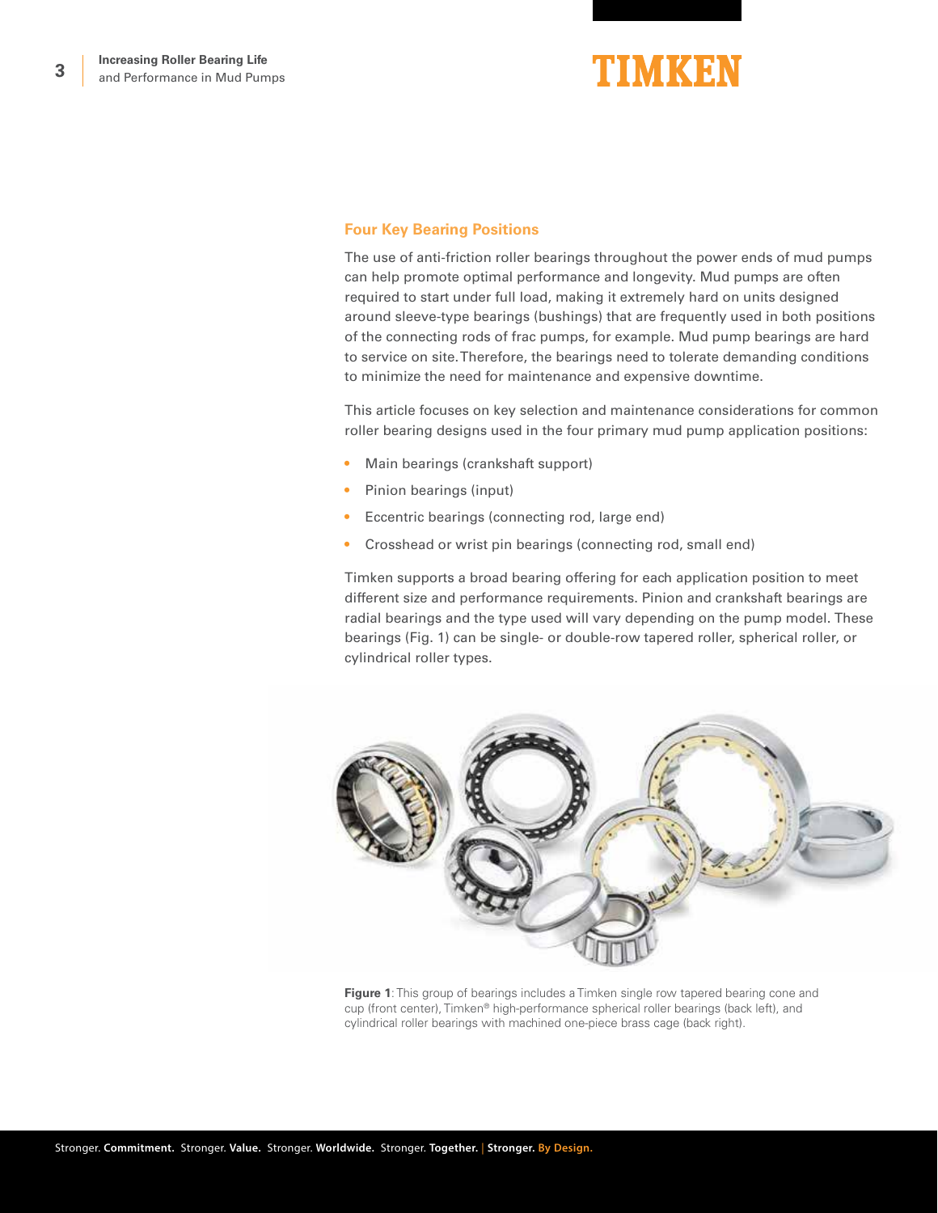## Four Key Bearing Positions

The use of anti-friction roller bearings throughout the power ends of mud pumps can help promote optimal performance and longevity. Mud pumps are often required to start under full load, making it extremely hard on units designed around sleeve-type bearings (bushings) that are frequently used in both positions of the connecting rods of frac pumps, for example. Mud pump bearings are hard to service on site. Therefore, the bearings need to tolerate demanding conditions to minimize the need for maintenance and expensive downtime.

This article focuses on key selection and maintenance considerations for common roller bearing designs used in the four primary mud pump application positions:

- Main bearings (crankshaft support)
- Pinion bearings (input)
- Eccentric bearings (connecting rod, large end)
- Crosshead or wrist pin bearings (connecting rod, small end)

Timken supports a broad bearing offering for each application position to meet different size and performance requirements. Pinion and crankshaft bearings are radial bearings and the type used will vary depending on the pump model. These bearings (Fig. 1) can be single- or double-row tapered roller, spherical roller, or cylindrical roller types.

**Figure 1**: This group of bearings includes a Timken single row tapered bearing cone and cup (front center), Timken® high-performance spherical roller bearings (back left), and cylindrical roller bearings with machined one-piece brass cage (back right).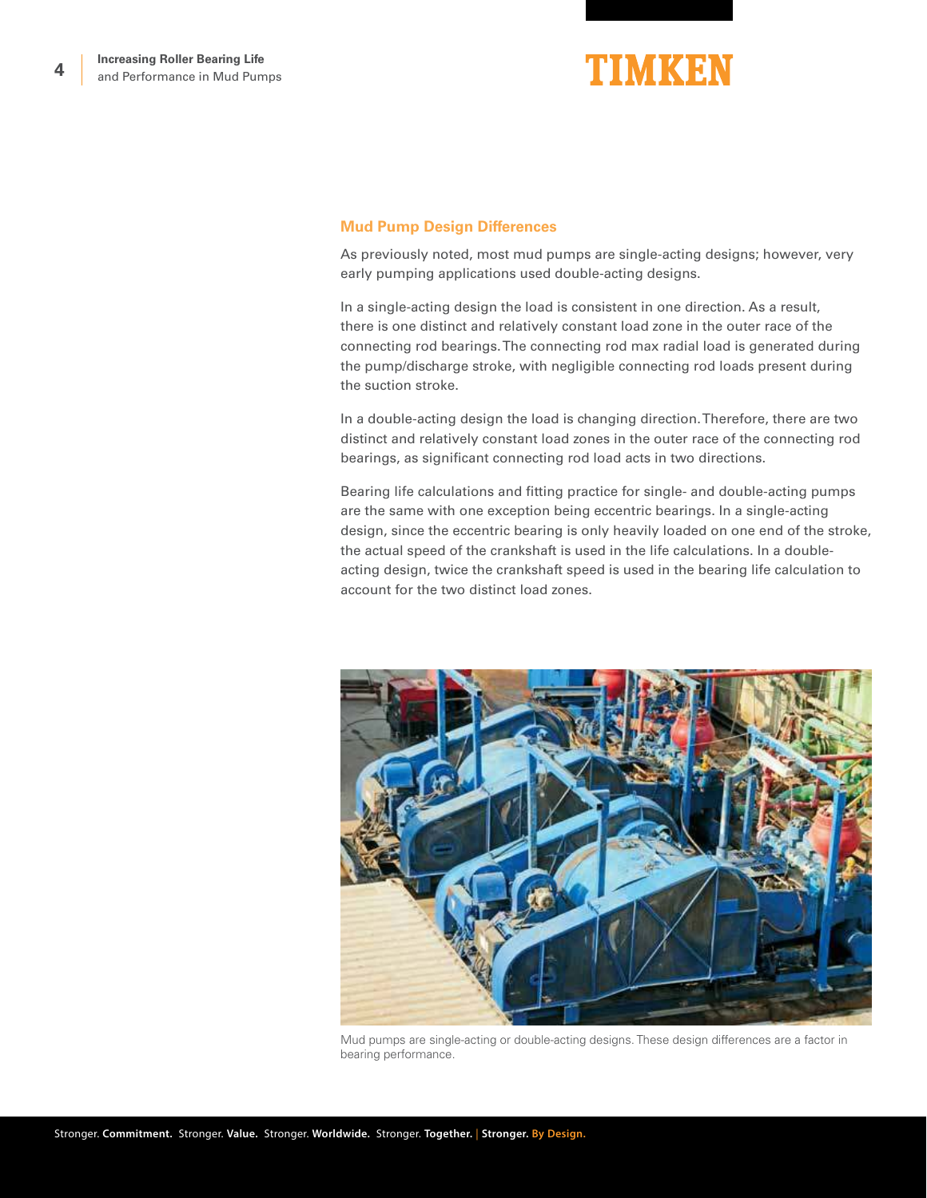## Mud Pump Design Differences

As previously noted, most mud pumps are single-acting designs; however, very early pumping applications used double-acting designs.

In a single-acting design the load is consistent in one direction. As a result, there is one distinct and relatively constant load zone in the outer race of the connecting rod bearings. The connecting rod max radial load is generated during the pump/discharge stroke, with negligible connecting rod loads present during the suction stroke.

In a double-acting design the load is changing direction. Therefore, there are two distinct and relatively constant load zones in the outer race of the connecting rod bearings, as significant connecting rod load acts in two directions.

Bearing life calculations and fitting practice for single- and double-acting pumps are the same with one exception being eccentric bearings. In a single-acting design, since the eccentric bearing is only heavily loaded on one end of the stroke, the actual speed of the crankshaft is used in the life calculations. In a double-acting design, twice the crankshaft speed is used in the bearing life calculation to account for the two distinct load zones.

Mud pumps are single-acting or double-acting designs. These design differences are a factor in bearing performance.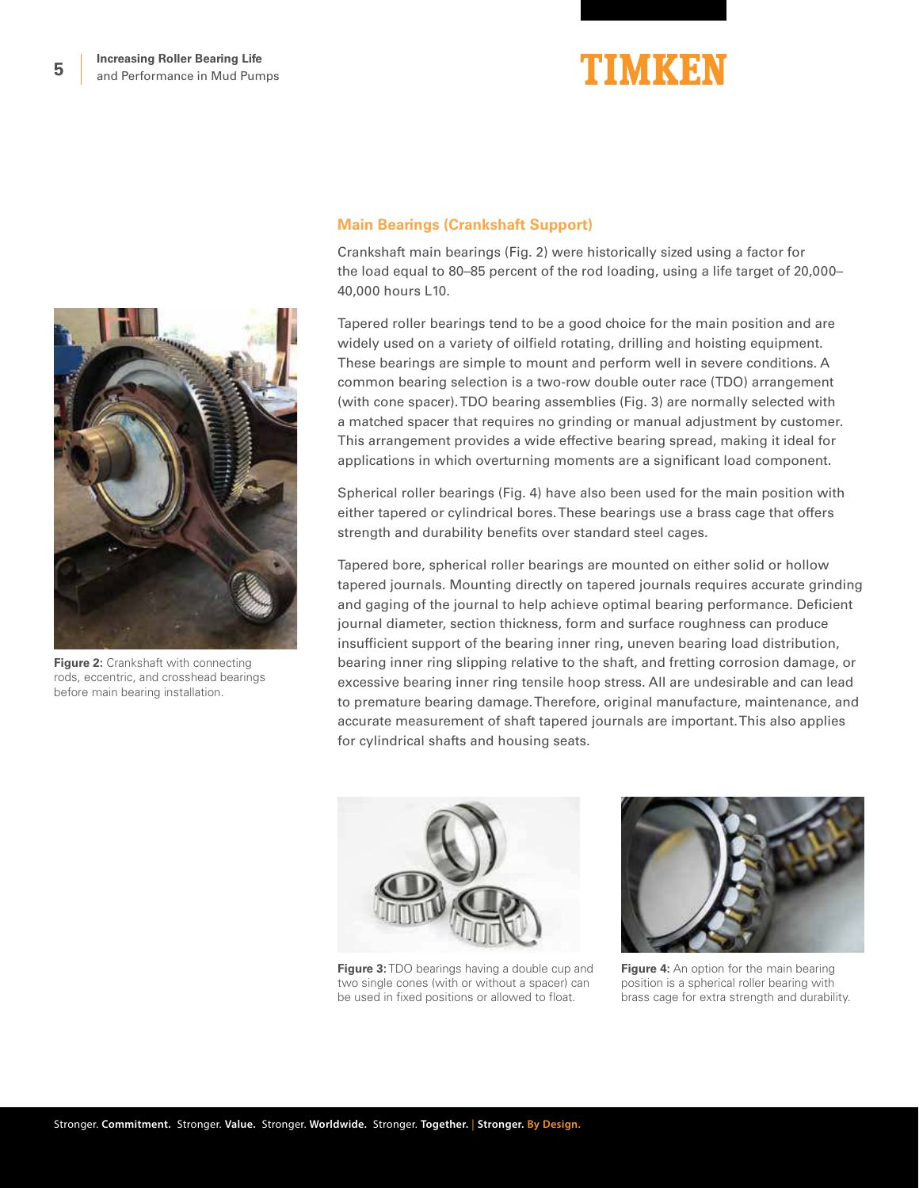## Main Bearings (Crankshaft Support)

Crankshaft main bearings (Fig. 2) were historically sized using a factor for the load equal to 80–85 percent of the rod loading, using a life target of 20,000–40,000 hours L10.

Tapered roller bearings tend to be a good choice for the main position and are widely used on a variety of oilfield rotating, drilling and hoisting equipment. These bearings are simple to mount and perform well in severe conditions. A common bearing selection is a two-row double outer race (TDO) arrangement (with cone spacer). TDO bearing assemblies (Fig. 3) are normally selected with a matched spacer that requires no grinding or manual adjustment by customer. This arrangement provides a wide effective bearing spread, making it ideal for applications in which overturning moments are a significant load component.

Spherical roller bearings (Fig. 4) have also been used for the main position with either tapered or cylindrical bores. These bearings use a brass cage that offers strength and durability benefits over standard steel cages.

Tapered bore, spherical roller bearings are mounted on either solid or hollow tapered journals. Mounting directly on tapered journals requires accurate grinding and gaging of the journal to help achieve optimal bearing performance. Deficient journal diameter, section thickness, form and surface roughness can produce insufficient support of the bearing inner ring, uneven bearing load distribution, bearing inner ring slipping relative to the shaft, and fretting corrosion damage, or excessive bearing inner ring tensile hoop stress. All are undesirable and can lead to premature bearing damage. Therefore, original manufacture, maintenance, and accurate measurement of shaft tapered journals are important. This also applies for cylindrical shafts and housing seats.

**Figure 2:** Crankshaft with connecting rods, eccentric, and crosshead bearings before main bearing installation.

**Figure 3:** TDO bearings having a double cup and two single cones (with or without a spacer) can be used in fixed positions or allowed to float.

**Figure 4:** An option for the main bearing position is a spherical roller bearing with brass cage for extra strength and durability.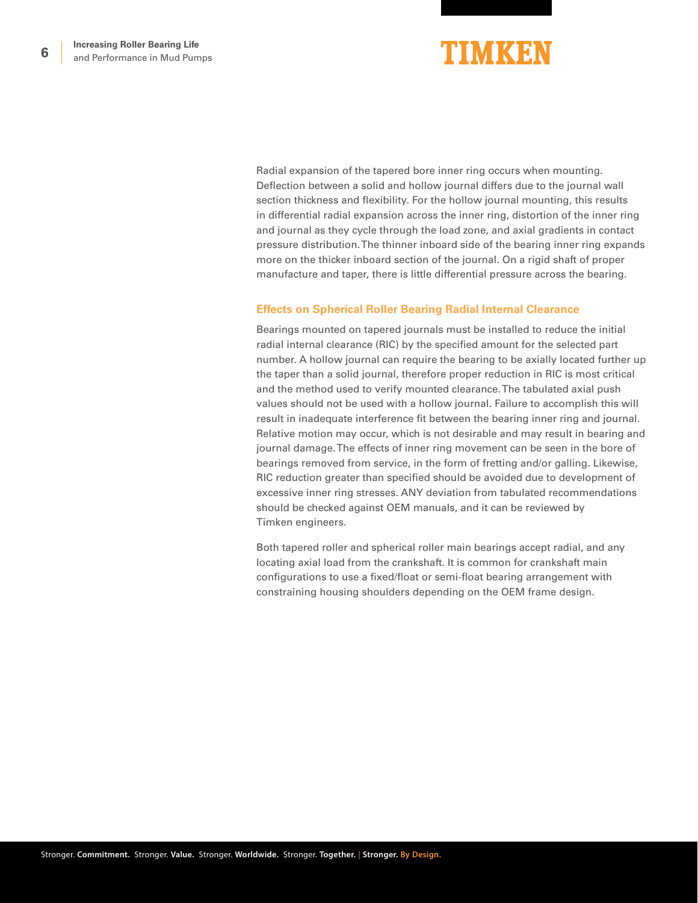Radial expansion of the tapered bore inner ring occurs when mounting. Deflection between a solid and hollow journal differs due to the journal wall section thickness and flexibility. For the hollow journal mounting, this results in differential radial expansion across the inner ring, distortion of the inner ring and journal as they cycle through the load zone, and axial gradients in contact pressure distribution. The thinner inboard side of the bearing inner ring expands more on the thicker inboard section of the journal. On a rigid shaft of proper manufacture and taper, there is little differential pressure across the bearing.

## Effects on Spherical Roller Bearing Radial Internal Clearance

Bearings mounted on tapered journals must be installed to reduce the initial radial internal clearance (RIC) by the specified amount for the selected part number. A hollow journal can require the bearing to be axially located further up the taper than a solid journal, therefore proper reduction in RIC is most critical and the method used to verify mounted clearance. The tabulated axial push values should not be used with a hollow journal. Failure to accomplish this will result in inadequate interference fit between the bearing inner ring and journal. Relative motion may occur, which is not desirable and may result in bearing and journal damage. The effects of inner ring movement can be seen in the bore of bearings removed from service, in the form of fretting and/or galling. Likewise, RIC reduction greater than specified should be avoided due to development of excessive inner ring stresses. ANY deviation from tabulated recommendations should be checked against OEM manuals, and it can be reviewed by Timken engineers.

Both tapered roller and spherical roller main bearings accept radial, and any locating axial load from the crankshaft. It is common for crankshaft main configurations to use a fixed/float or semi-float bearing arrangement with constraining housing shoulders depending on the OEM frame design.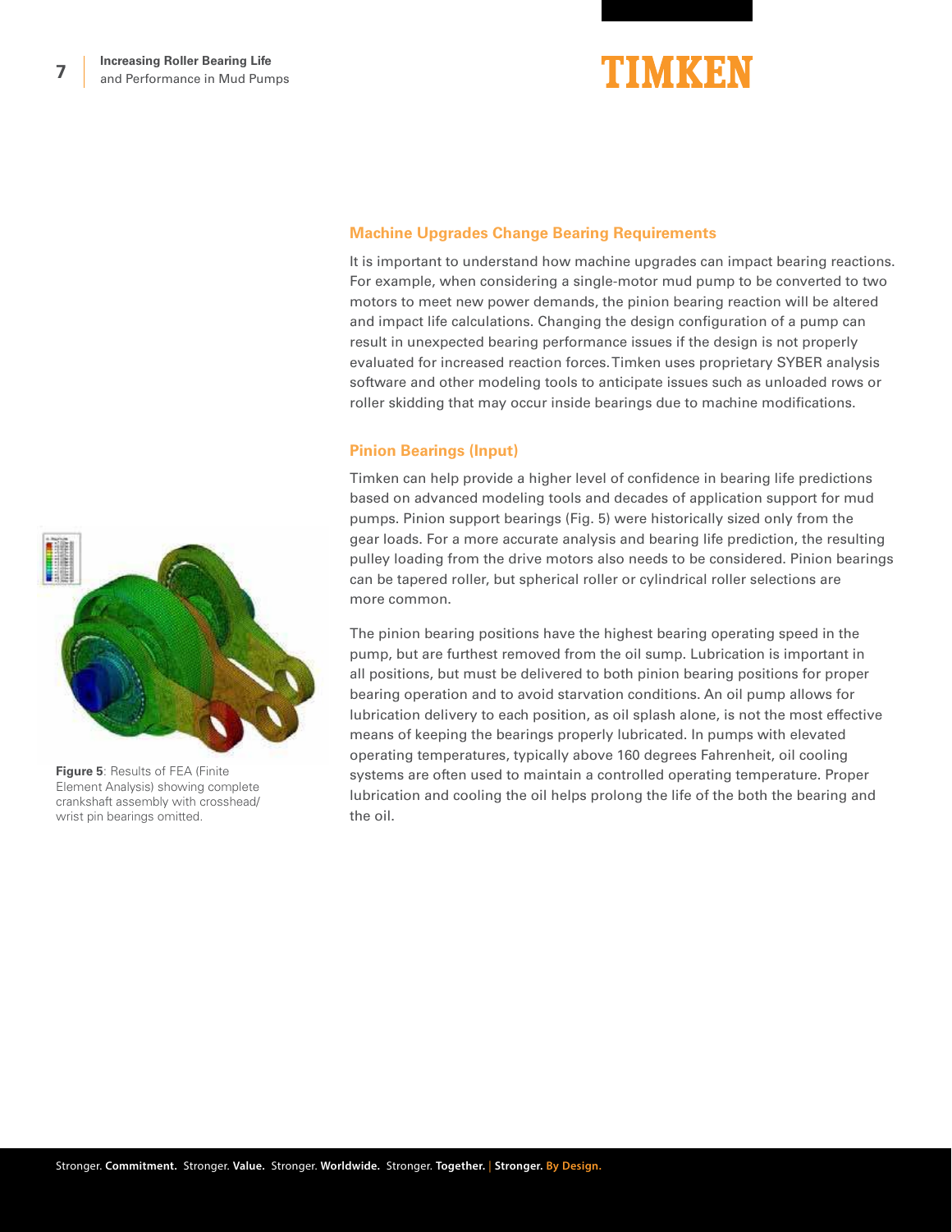## Machine Upgrades Change Bearing Requirements

It is important to understand how machine upgrades can impact bearing reactions. For example, when considering a single-motor mud pump to be converted to two motors to meet new power demands, the pinion bearing reaction will be altered and impact life calculations. Changing the design configuration of a pump can result in unexpected bearing performance issues if the design is not properly evaluated for increased reaction forces. Timken uses proprietary SYBER analysis software and other modeling tools to anticipate issues such as unloaded rows or roller skidding that may occur inside bearings due to machine modifications.

## Pinion Bearings (Input)

Timken can help provide a higher level of confidence in bearing life predictions based on advanced modeling tools and decades of application support for mud pumps. Pinion support bearings (Fig. 5) were historically sized only from the gear loads. For a more accurate analysis and bearing life prediction, the resulting pulley loading from the drive motors also needs to be considered. Pinion bearings can be tapered roller, but spherical roller or cylindrical roller selections are more common.

The pinion bearing positions have the highest bearing operating speed in the pump, but are furthest removed from the oil sump. Lubrication is important in all positions, but must be delivered to both pinion bearing positions for proper bearing operation and to avoid starvation conditions. An oil pump allows for lubrication delivery to each position, as oil splash alone, is not the most effective means of keeping the bearings properly lubricated. In pumps with elevated operating temperatures, typically above 160 degrees Fahrenheit, oil cooling systems are often used to maintain a controlled operating temperature. Proper lubrication and cooling the oil helps prolong the life of the both the bearing and the oil.

**Figure 5**: Results of FEA (Finite Element Analysis) showing complete crankshaft assembly with crosshead/wrist pin bearings omitted.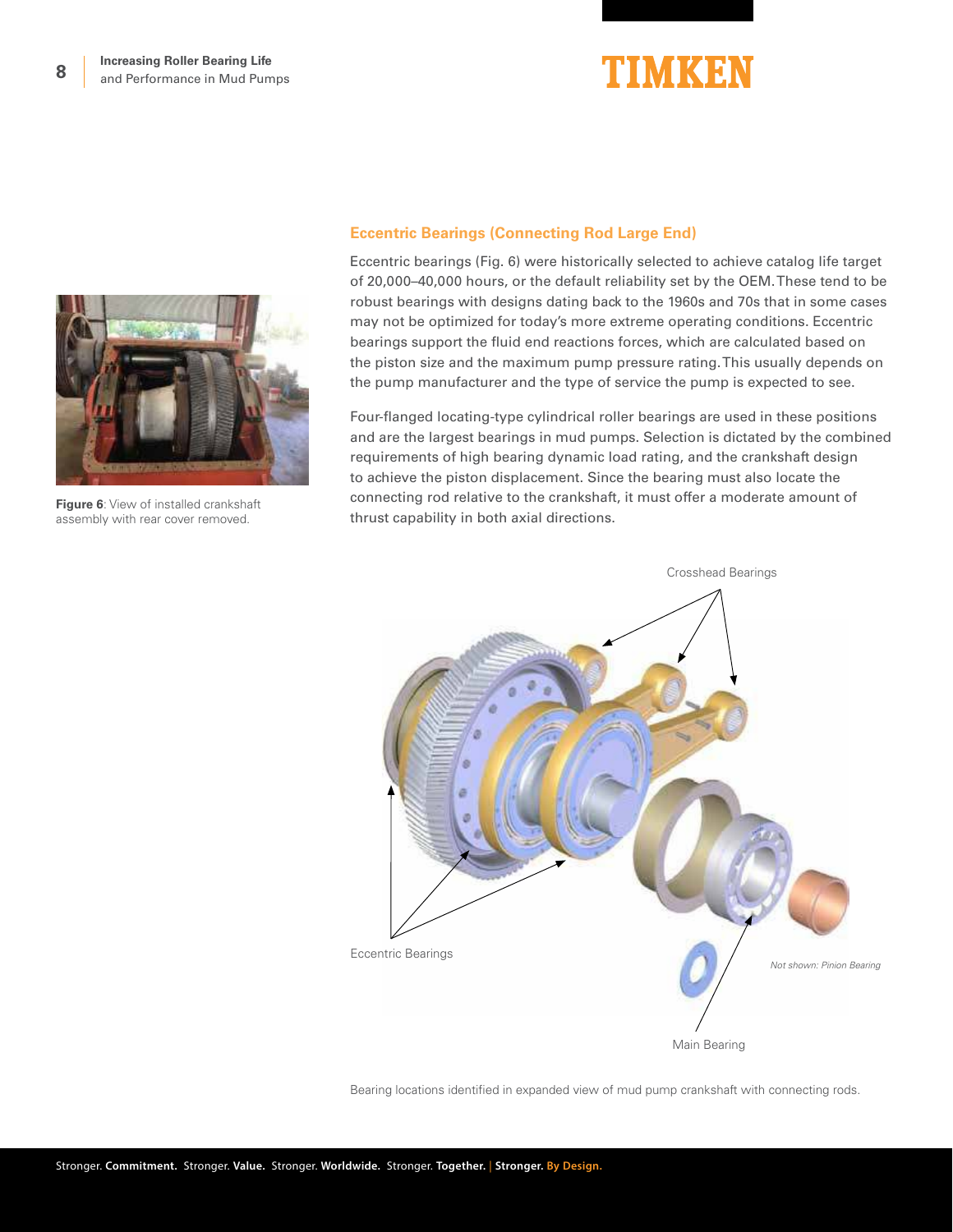## Eccentric Bearings (Connecting Rod Large End)

Eccentric bearings (Fig. 6) were historically selected to achieve catalog life target of 20,000–40,000 hours, or the default reliability set by the OEM. These tend to be robust bearings with designs dating back to the 1960s and 70s that in some cases may not be optimized for today's more extreme operating conditions. Eccentric bearings support the fluid end reactions forces, which are calculated based on the piston size and the maximum pump pressure rating. This usually depends on the pump manufacturer and the type of service the pump is expected to see.

Four-flanged locating-type cylindrical roller bearings are used in these positions and are the largest bearings in mud pumps. Selection is dictated by the combined requirements of high bearing dynamic load rating, and the crankshaft design to achieve the piston displacement. Since the bearing must also locate the connecting rod relative to the crankshaft, it must offer a moderate amount of thrust capability in both axial directions.

**Figure 6**: View of installed crankshaft assembly with rear cover removed.

Crosshead Bearings

Eccentric Bearings

*Not shown: Pinion Bearing*

Main Bearing

Bearing locations identified in expanded view of mud pump crankshaft with connecting rods.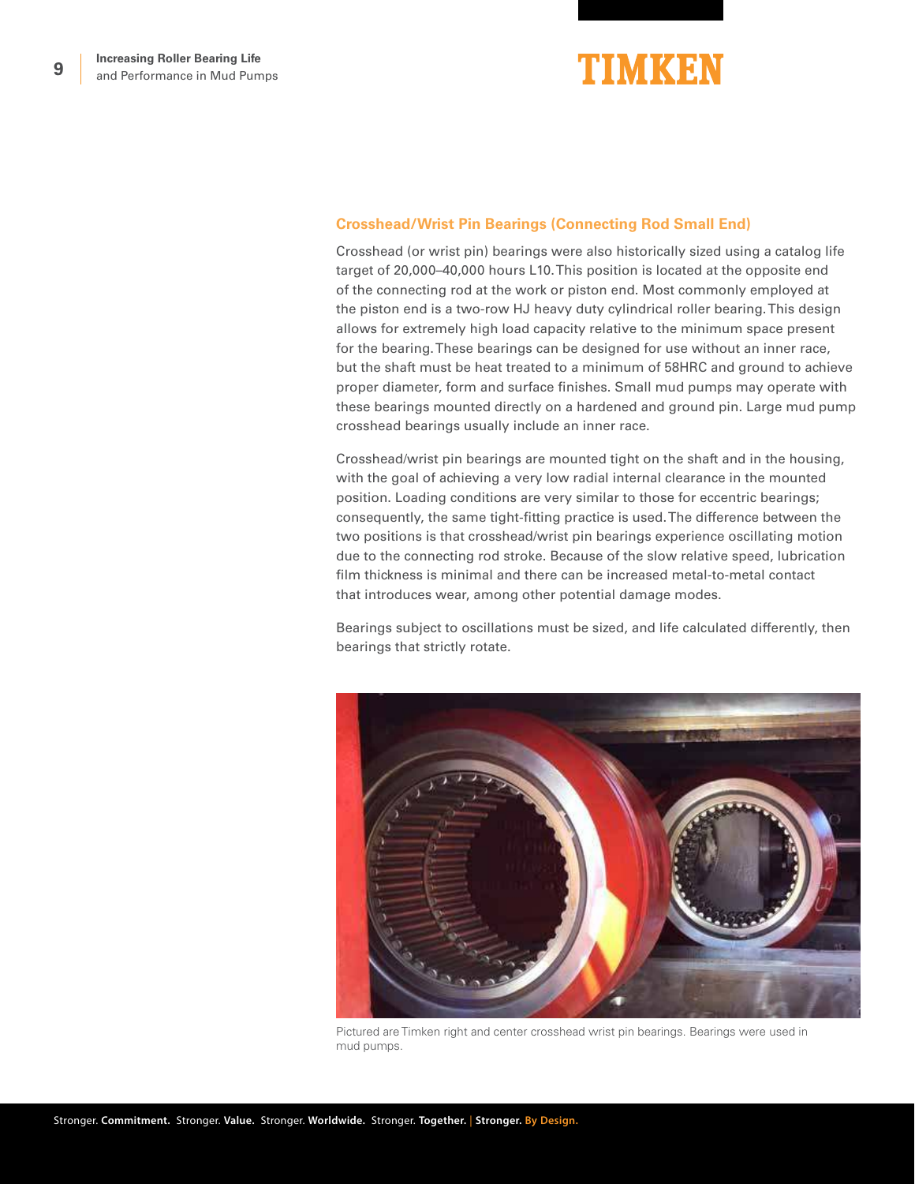## Crosshead/Wrist Pin Bearings (Connecting Rod Small End)

Crosshead (or wrist pin) bearings were also historically sized using a catalog life target of 20,000–40,000 hours L10. This position is located at the opposite end of the connecting rod at the work or piston end. Most commonly employed at the piston end is a two-row HJ heavy duty cylindrical roller bearing. This design allows for extremely high load capacity relative to the minimum space present for the bearing. These bearings can be designed for use without an inner race, but the shaft must be heat treated to a minimum of 58HRC and ground to achieve proper diameter, form and surface finishes. Small mud pumps may operate with these bearings mounted directly on a hardened and ground pin. Large mud pump crosshead bearings usually include an inner race.

Crosshead/wrist pin bearings are mounted tight on the shaft and in the housing, with the goal of achieving a very low radial internal clearance in the mounted position. Loading conditions are very similar to those for eccentric bearings; consequently, the same tight-fitting practice is used. The difference between the two positions is that crosshead/wrist pin bearings experience oscillating motion due to the connecting rod stroke. Because of the slow relative speed, lubrication film thickness is minimal and there can be increased metal-to-metal contact that introduces wear, among other potential damage modes.

Bearings subject to oscillations must be sized, and life calculated differently, then bearings that strictly rotate.

Pictured are Timken right and center crosshead wrist pin bearings. Bearings were used in mud pumps.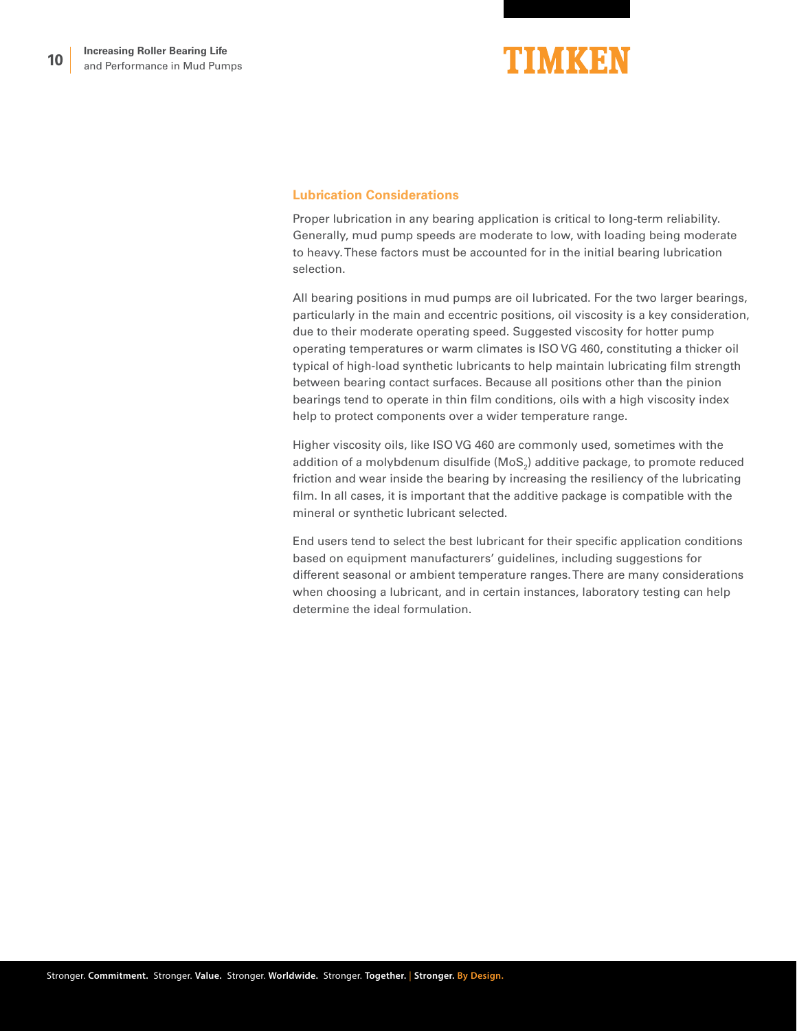## Lubrication Considerations

Proper lubrication in any bearing application is critical to long-term reliability. Generally, mud pump speeds are moderate to low, with loading being moderate to heavy. These factors must be accounted for in the initial bearing lubrication selection.

All bearing positions in mud pumps are oil lubricated. For the two larger bearings, particularly in the main and eccentric positions, oil viscosity is a key consideration, due to their moderate operating speed. Suggested viscosity for hotter pump operating temperatures or warm climates is ISO VG 460, constituting a thicker oil typical of high-load synthetic lubricants to help maintain lubricating film strength between bearing contact surfaces. Because all positions other than the pinion bearings tend to operate in thin film conditions, oils with a high viscosity index help to protect components over a wider temperature range.

Higher viscosity oils, like ISO VG 460 are commonly used, sometimes with the addition of a molybdenum disulfide ($MoS_2$) additive package, to promote reduced friction and wear inside the bearing by increasing the resiliency of the lubricating film. In all cases, it is important that the additive package is compatible with the mineral or synthetic lubricant selected.

End users tend to select the best lubricant for their specific application conditions based on equipment manufacturers' guidelines, including suggestions for different seasonal or ambient temperature ranges. There are many considerations when choosing a lubricant, and in certain instances, laboratory testing can help determine the ideal formulation.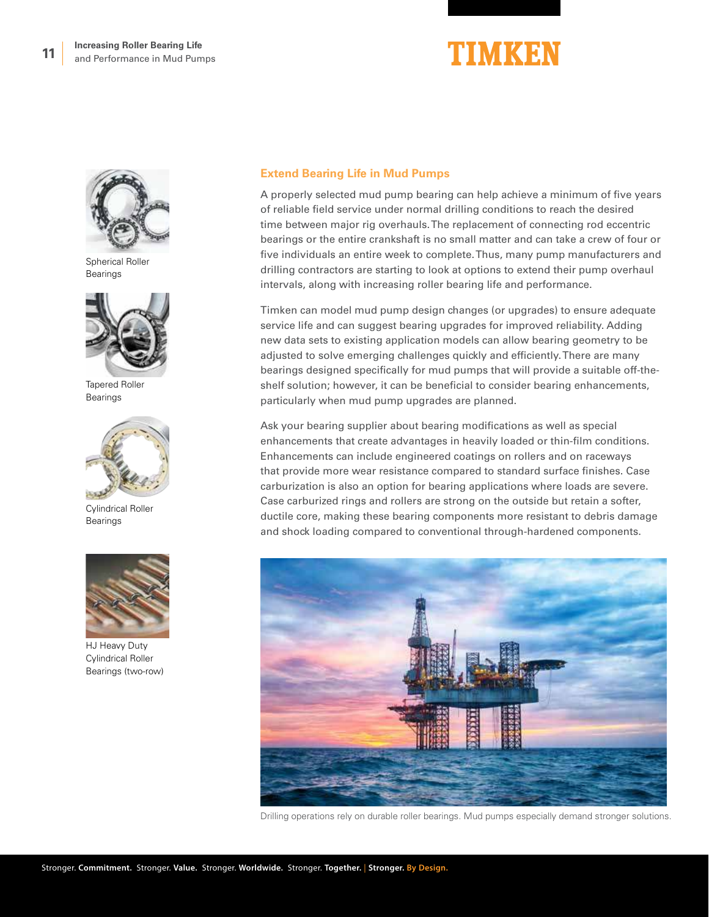Spherical Roller Bearings

Tapered Roller Bearings

Cylindrical Roller Bearings

HJ Heavy Duty Cylindrical Roller Bearings (two-row)

## Extend Bearing Life in Mud Pumps

A properly selected mud pump bearing can help achieve a minimum of five years of reliable field service under normal drilling conditions to reach the desired time between major rig overhauls. The replacement of connecting rod eccentric bearings or the entire crankshaft is no small matter and can take a crew of four or five individuals an entire week to complete. Thus, many pump manufacturers and drilling contractors are starting to look at options to extend their pump overhaul intervals, along with increasing roller bearing life and performance.

Timken can model mud pump design changes (or upgrades) to ensure adequate service life and can suggest bearing upgrades for improved reliability. Adding new data sets to existing application models can allow bearing geometry to be adjusted to solve emerging challenges quickly and efficiently. There are many bearings designed specifically for mud pumps that will provide a suitable off-the-shelf solution; however, it can be beneficial to consider bearing enhancements, particularly when mud pump upgrades are planned.

Ask your bearing supplier about bearing modifications as well as special enhancements that create advantages in heavily loaded or thin-film conditions. Enhancements can include engineered coatings on rollers and on raceways that provide more wear resistance compared to standard surface finishes. Case carburization is also an option for bearing applications where loads are severe. Case carburized rings and rollers are strong on the outside but retain a softer, ductile core, making these bearing components more resistant to debris damage and shock loading compared to conventional through-hardened components.

Drilling operations rely on durable roller bearings. Mud pumps especially demand stronger solutions.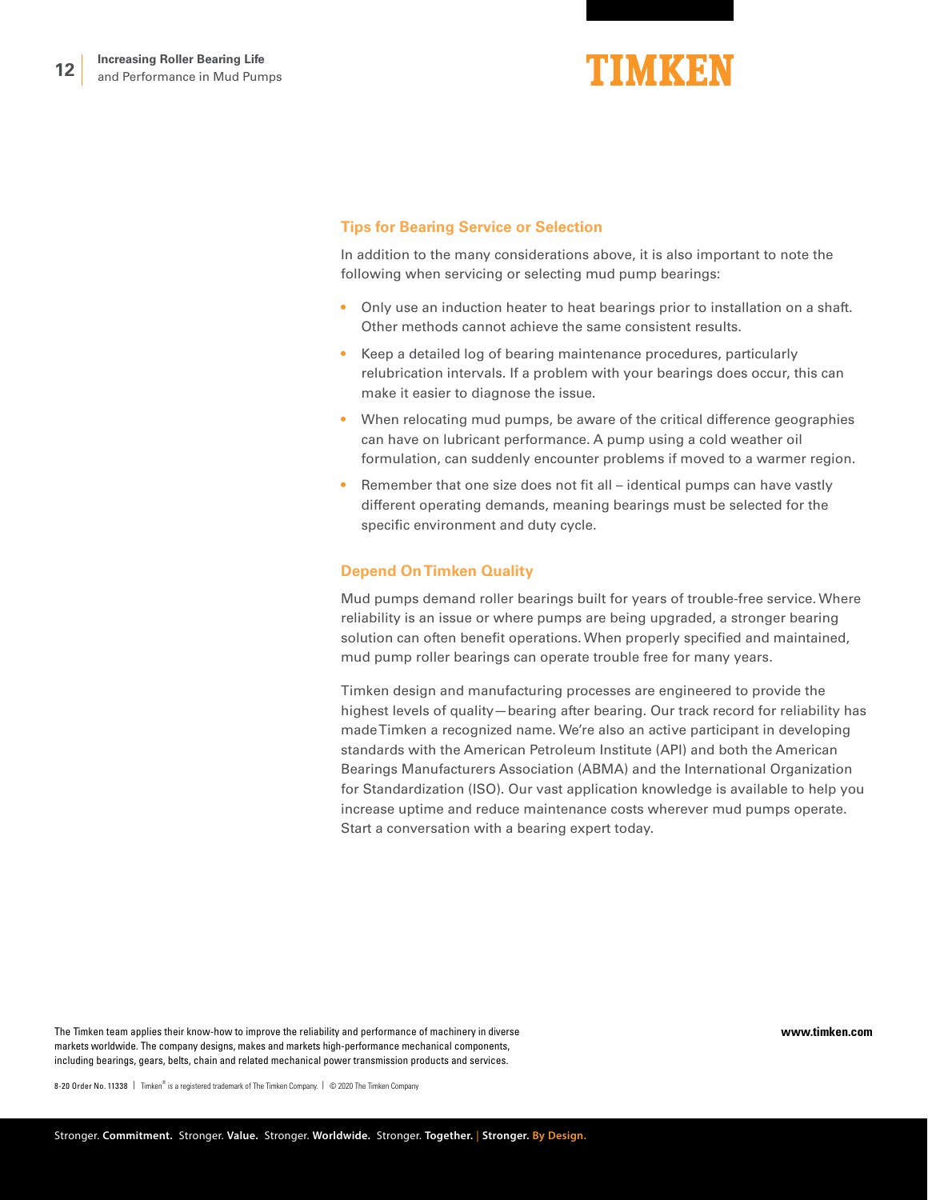## Tips for Bearing Service or Selection

In addition to the many considerations above, it is also important to note the following when servicing or selecting mud pump bearings:

- Only use an induction heater to heat bearings prior to installation on a shaft. Other methods cannot achieve the same consistent results.
- Keep a detailed log of bearing maintenance procedures, particularly relubrication intervals. If a problem with your bearings does occur, this can make it easier to diagnose the issue.
- When relocating mud pumps, be aware of the critical difference geographies can have on lubricant performance. A pump using a cold weather oil formulation, can suddenly encounter problems if moved to a warmer region.
- Remember that one size does not fit all – identical pumps can have vastly different operating demands, meaning bearings must be selected for the specific environment and duty cycle.

## Depend On Timken Quality

Mud pumps demand roller bearings built for years of trouble-free service. Where reliability is an issue or where pumps are being upgraded, a stronger bearing solution can often benefit operations. When properly specified and maintained, mud pump roller bearings can operate trouble free for many years.

Timken design and manufacturing processes are engineered to provide the highest levels of quality—bearing after bearing. Our track record for reliability has made Timken a recognized name. We're also an active participant in developing standards with the American Petroleum Institute (API) and both the American Bearings Manufacturers Association (ABMA) and the International Organization for Standardization (ISO). Our vast application knowledge is available to help you increase uptime and reduce maintenance costs wherever mud pumps operate. Start a conversation with a bearing expert today.

The Timken team applies their know-how to improve the reliability and performance of machinery in diverse markets worldwide. The company designs, makes and markets high-performance mechanical components, including bearings, gears, belts, chain and related mechanical power transmission products and services.

**www.timken.com**

8-20 Order No. 11338 | Timken® is a registered trademark of The Timken Company. | © 2020 The Timken Company

Stronger. **Commitment.** Stronger. **Value.** Stronger. **Worldwide.** Stronger. **Together.** | **Stronger. By Design.**